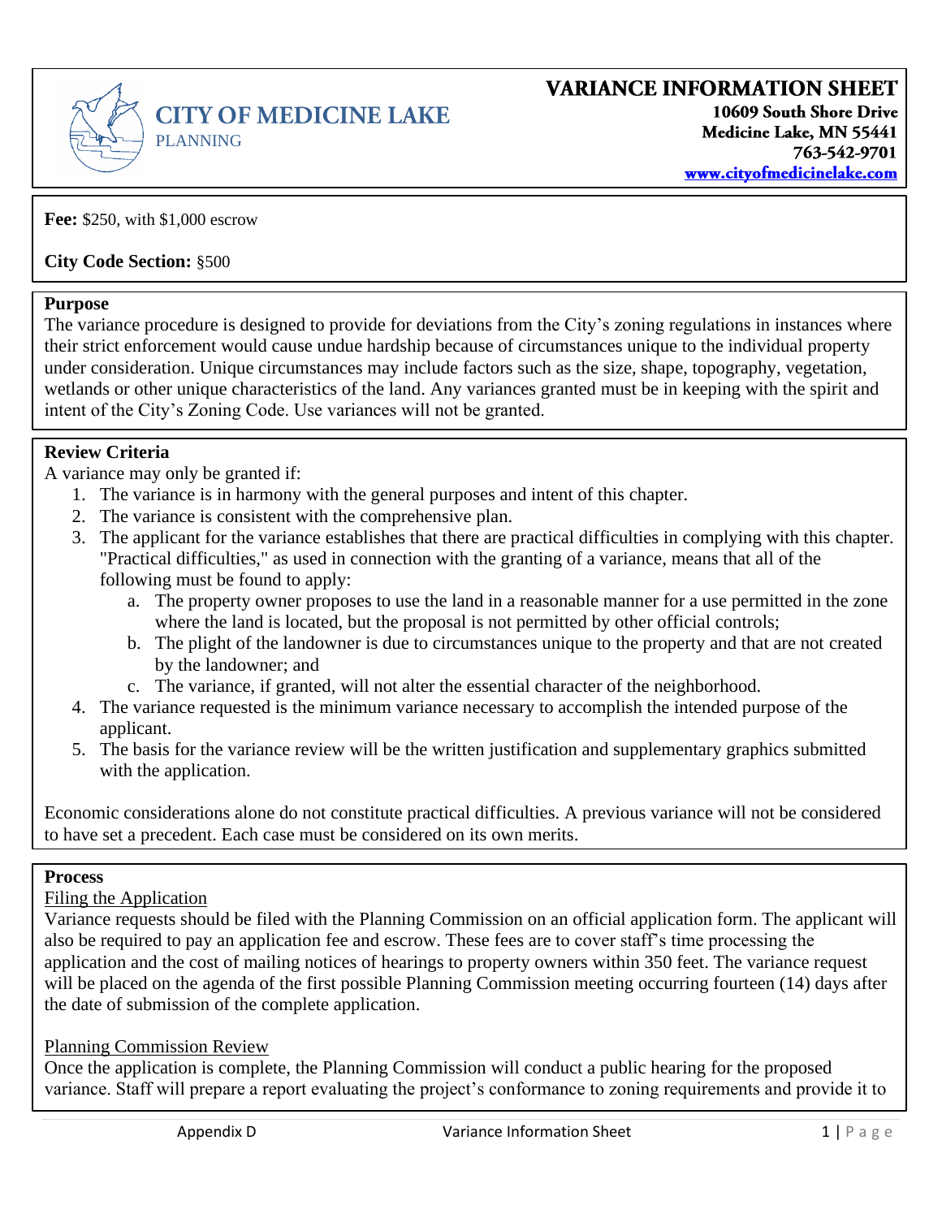# VARIANCE INFORMATION SHEET

**CITY OF MEDICINE LAKE**
PLANNING

**10609 South Shore Drive**
**Medicine Lake, MN 55441**
**763-542-9701**
**www.cityofmedicinelake.com**

**Fee:** $250, with $1,000 escrow

**City Code Section:** §500

## Purpose

The variance procedure is designed to provide for deviations from the City's zoning regulations in instances where their strict enforcement would cause undue hardship because of circumstances unique to the individual property under consideration. Unique circumstances may include factors such as the size, shape, topography, vegetation, wetlands or other unique characteristics of the land. Any variances granted must be in keeping with the spirit and intent of the City's Zoning Code. Use variances will not be granted.

## Review Criteria

A variance may only be granted if:

1. The variance is in harmony with the general purposes and intent of this chapter.
2. The variance is consistent with the comprehensive plan.
3. The applicant for the variance establishes that there are practical difficulties in complying with this chapter. "Practical difficulties," as used in connection with the granting of a variance, means that all of the following must be found to apply:
   a. The property owner proposes to use the land in a reasonable manner for a use permitted in the zone where the land is located, but the proposal is not permitted by other official controls;
   b. The plight of the landowner is due to circumstances unique to the property and that are not created by the landowner; and
   c. The variance, if granted, will not alter the essential character of the neighborhood.
4. The variance requested is the minimum variance necessary to accomplish the intended purpose of the applicant.
5. The basis for the variance review will be the written justification and supplementary graphics submitted with the application.

Economic considerations alone do not constitute practical difficulties. A previous variance will not be considered to have set a precedent. Each case must be considered on its own merits.

## Process

### Filing the Application

Variance requests should be filed with the Planning Commission on an official application form. The applicant will also be required to pay an application fee and escrow. These fees are to cover staff's time processing the application and the cost of mailing notices of hearings to property owners within 350 feet. The variance request will be placed on the agenda of the first possible Planning Commission meeting occurring fourteen (14) days after the date of submission of the complete application.

### Planning Commission Review

Once the application is complete, the Planning Commission will conduct a public hearing for the proposed variance. Staff will prepare a report evaluating the project's conformance to zoning requirements and provide it to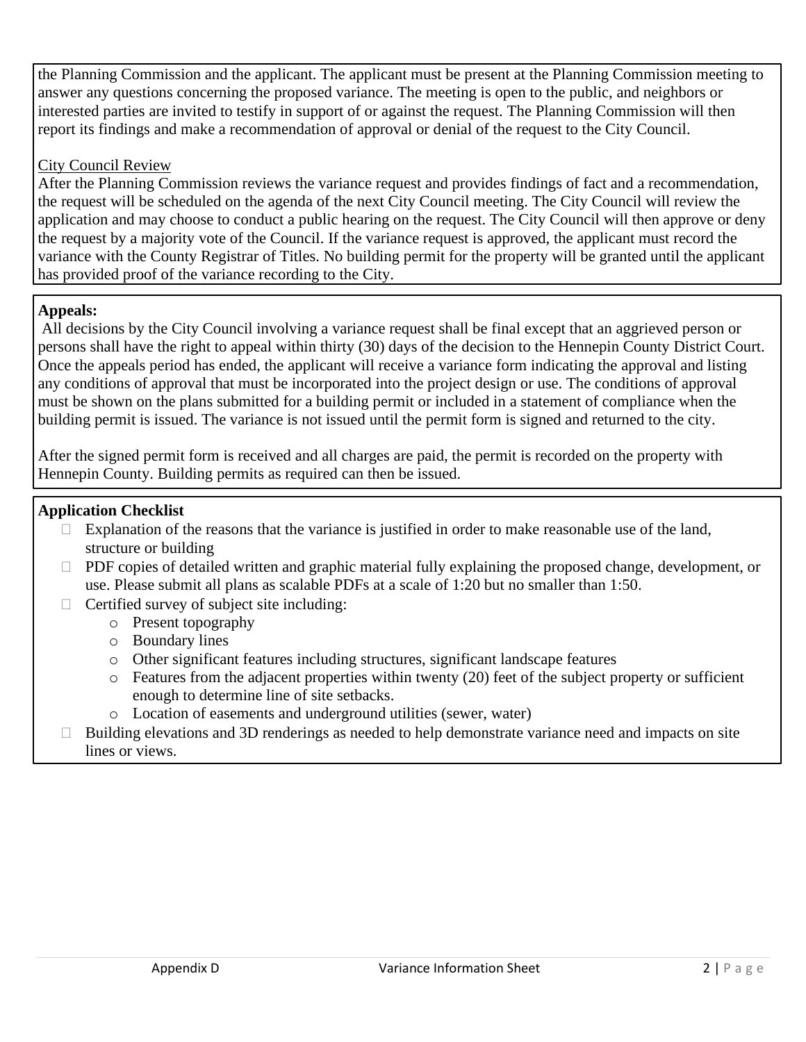the Planning Commission and the applicant. The applicant must be present at the Planning Commission meeting to answer any questions concerning the proposed variance. The meeting is open to the public, and neighbors or interested parties are invited to testify in support of or against the request. The Planning Commission will then report its findings and make a recommendation of approval or denial of the request to the City Council.

City Council Review

After the Planning Commission reviews the variance request and provides findings of fact and a recommendation, the request will be scheduled on the agenda of the next City Council meeting. The City Council will review the application and may choose to conduct a public hearing on the request. The City Council will then approve or deny the request by a majority vote of the Council. If the variance request is approved, the applicant must record the variance with the County Registrar of Titles. No building permit for the property will be granted until the applicant has provided proof of the variance recording to the City.

**Appeals:**

All decisions by the City Council involving a variance request shall be final except that an aggrieved person or persons shall have the right to appeal within thirty (30) days of the decision to the Hennepin County District Court. Once the appeals period has ended, the applicant will receive a variance form indicating the approval and listing any conditions of approval that must be incorporated into the project design or use. The conditions of approval must be shown on the plans submitted for a building permit or included in a statement of compliance when the building permit is issued. The variance is not issued until the permit form is signed and returned to the city.

After the signed permit form is received and all charges are paid, the permit is recorded on the property with Hennepin County. Building permits as required can then be issued.

**Application Checklist**

- ☐ Explanation of the reasons that the variance is justified in order to make reasonable use of the land, structure or building
- ☐ PDF copies of detailed written and graphic material fully explaining the proposed change, development, or use. Please submit all plans as scalable PDFs at a scale of 1:20 but no smaller than 1:50.
- ☐ Certified survey of subject site including:
  - Present topography
  - Boundary lines
  - Other significant features including structures, significant landscape features
  - Features from the adjacent properties within twenty (20) feet of the subject property or sufficient enough to determine line of site setbacks.
  - Location of easements and underground utilities (sewer, water)
- ☐ Building elevations and 3D renderings as needed to help demonstrate variance need and impacts on site lines or views.